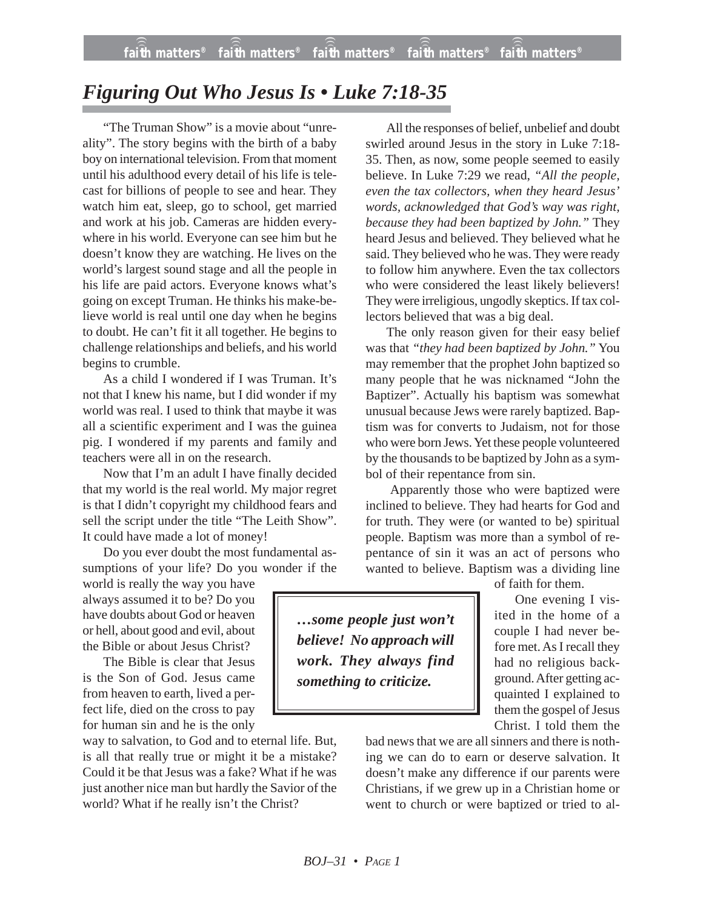# *Figuring Out Who Jesus Is • Luke 7:18-35*

"The Truman Show" is a movie about "unreality". The story begins with the birth of a baby boy on international television. From that moment until his adulthood every detail of his life is telecast for billions of people to see and hear. They watch him eat, sleep, go to school, get married and work at his job. Cameras are hidden everywhere in his world. Everyone can see him but he doesn't know they are watching. He lives on the world's largest sound stage and all the people in his life are paid actors. Everyone knows what's going on except Truman. He thinks his make-believe world is real until one day when he begins to doubt. He can't fit it all together. He begins to challenge relationships and beliefs, and his world begins to crumble.

As a child I wondered if I was Truman. It's not that I knew his name, but I did wonder if my world was real. I used to think that maybe it was all a scientific experiment and I was the guinea pig. I wondered if my parents and family and teachers were all in on the research.

Now that I'm an adult I have finally decided that my world is the real world. My major regret is that I didn't copyright my childhood fears and sell the script under the title "The Leith Show". It could have made a lot of money!

Do you ever doubt the most fundamental assumptions of your life? Do you wonder if the world is really the way you have always assumed it to be? Do you have doubts about God or heaven or hell, about good and evil, about the Bible or about Jesus Christ?

The Bible is clear that Jesus is the Son of God. Jesus came from heaven to earth, lived a perfect life, died on the cross to pay for human sin and he is the only way to salvation, to God and to eternal life. But, is all that really true or might it be a mistake? Could it be that Jesus was a fake? What if he was just another nice man but hardly the Savior of the world? What if he really isn't the Christ?

All the responses of belief, unbelief and doubt swirled around Jesus in the story in Luke 7:18-35. Then, as now, some people seemed to easily believe. In Luke 7:29 we read, *"All the people, even the tax collectors, when they heard Jesus' words, acknowledged that God's way was right, because they had been baptized by John."* They heard Jesus and believed. They believed what he said. They believed who he was. They were ready to follow him anywhere. Even the tax collectors who were considered the least likely believers! They were irreligious, ungodly skeptics. If tax collectors believed that was a big deal.

The only reason given for their easy belief was that *"they had been baptized by John."* You may remember that the prophet John baptized so many people that he was nicknamed "John the Baptizer". Actually his baptism was somewhat unusual because Jews were rarely baptized. Baptism was for converts to Judaism, not for those who were born Jews. Yet these people volunteered by the thousands to be baptized by John as a symbol of their repentance from sin.

Apparently those who were baptized were inclined to believe. They had hearts for God and for truth. They were (or wanted to be) spiritual people. Baptism was more than a symbol of repentance of sin it was an act of persons who wanted to believe. Baptism was a dividing line of faith for them.

> ***…some people just won't believe! No approach will work. They always find something to criticize.***

One evening I visited in the home of a couple I had never before met. As I recall they had no religious background. After getting acquainted I explained to them the gospel of Jesus Christ. I told them the bad news that we are all sinners and there is nothing we can do to earn or deserve salvation. It doesn't make any difference if our parents were Christians, if we grew up in a Christian home or went to church or were baptized or tried to al-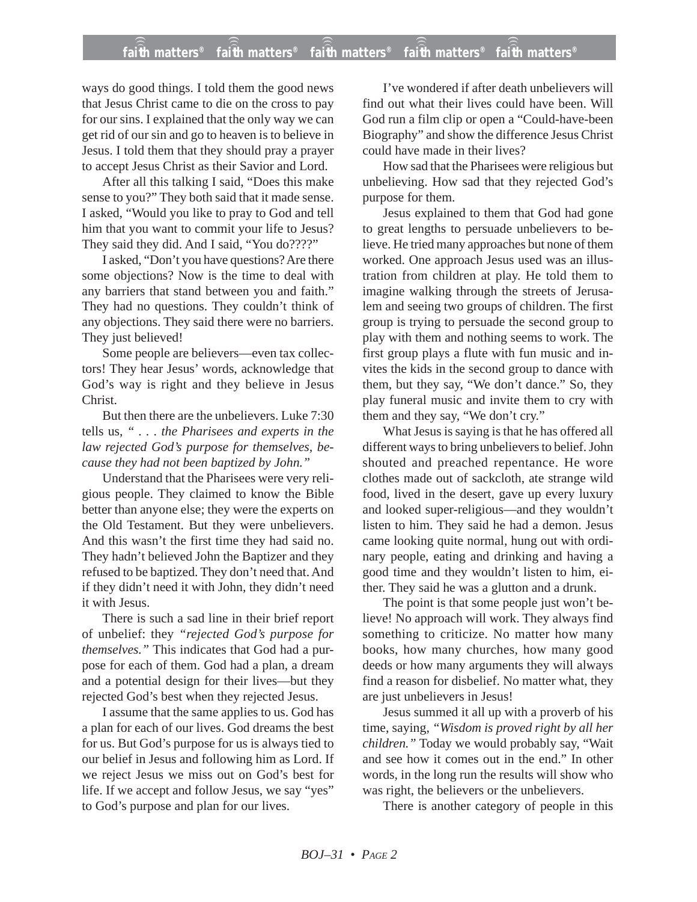ways do good things. I told them the good news that Jesus Christ came to die on the cross to pay for our sins. I explained that the only way we can get rid of our sin and go to heaven is to believe in Jesus. I told them that they should pray a prayer to accept Jesus Christ as their Savior and Lord.

After all this talking I said, "Does this make sense to you?" They both said that it made sense. I asked, "Would you like to pray to God and tell him that you want to commit your life to Jesus? They said they did. And I said, "You do????"

I asked, "Don't you have questions? Are there some objections? Now is the time to deal with any barriers that stand between you and faith." They had no questions. They couldn't think of any objections. They said there were no barriers. They just believed!

Some people are believers—even tax collectors! They hear Jesus' words, acknowledge that God's way is right and they believe in Jesus Christ.

But then there are the unbelievers. Luke 7:30 tells us, *" . . . the Pharisees and experts in the law rejected God's purpose for themselves, because they had not been baptized by John."*

Understand that the Pharisees were very religious people. They claimed to know the Bible better than anyone else; they were the experts on the Old Testament. But they were unbelievers. And this wasn't the first time they had said no. They hadn't believed John the Baptizer and they refused to be baptized. They don't need that. And if they didn't need it with John, they didn't need it with Jesus.

There is such a sad line in their brief report of unbelief: they *"rejected God's purpose for themselves."* This indicates that God had a purpose for each of them. God had a plan, a dream and a potential design for their lives—but they rejected God's best when they rejected Jesus.

I assume that the same applies to us. God has a plan for each of our lives. God dreams the best for us. But God's purpose for us is always tied to our belief in Jesus and following him as Lord. If we reject Jesus we miss out on God's best for life. If we accept and follow Jesus, we say "yes" to God's purpose and plan for our lives.

I've wondered if after death unbelievers will find out what their lives could have been. Will God run a film clip or open a "Could-have-been Biography" and show the difference Jesus Christ could have made in their lives?

How sad that the Pharisees were religious but unbelieving. How sad that they rejected God's purpose for them.

Jesus explained to them that God had gone to great lengths to persuade unbelievers to believe. He tried many approaches but none of them worked. One approach Jesus used was an illustration from children at play. He told them to imagine walking through the streets of Jerusalem and seeing two groups of children. The first group is trying to persuade the second group to play with them and nothing seems to work. The first group plays a flute with fun music and invites the kids in the second group to dance with them, but they say, "We don't dance." So, they play funeral music and invite them to cry with them and they say, "We don't cry."

What Jesus is saying is that he has offered all different ways to bring unbelievers to belief. John shouted and preached repentance. He wore clothes made out of sackcloth, ate strange wild food, lived in the desert, gave up every luxury and looked super-religious—and they wouldn't listen to him. They said he had a demon. Jesus came looking quite normal, hung out with ordinary people, eating and drinking and having a good time and they wouldn't listen to him, either. They said he was a glutton and a drunk.

The point is that some people just won't believe! No approach will work. They always find something to criticize. No matter how many books, how many churches, how many good deeds or how many arguments they will always find a reason for disbelief. No matter what, they are just unbelievers in Jesus!

Jesus summed it all up with a proverb of his time, saying, *"Wisdom is proved right by all her children."* Today we would probably say, "Wait and see how it comes out in the end." In other words, in the long run the results will show who was right, the believers or the unbelievers.

There is another category of people in this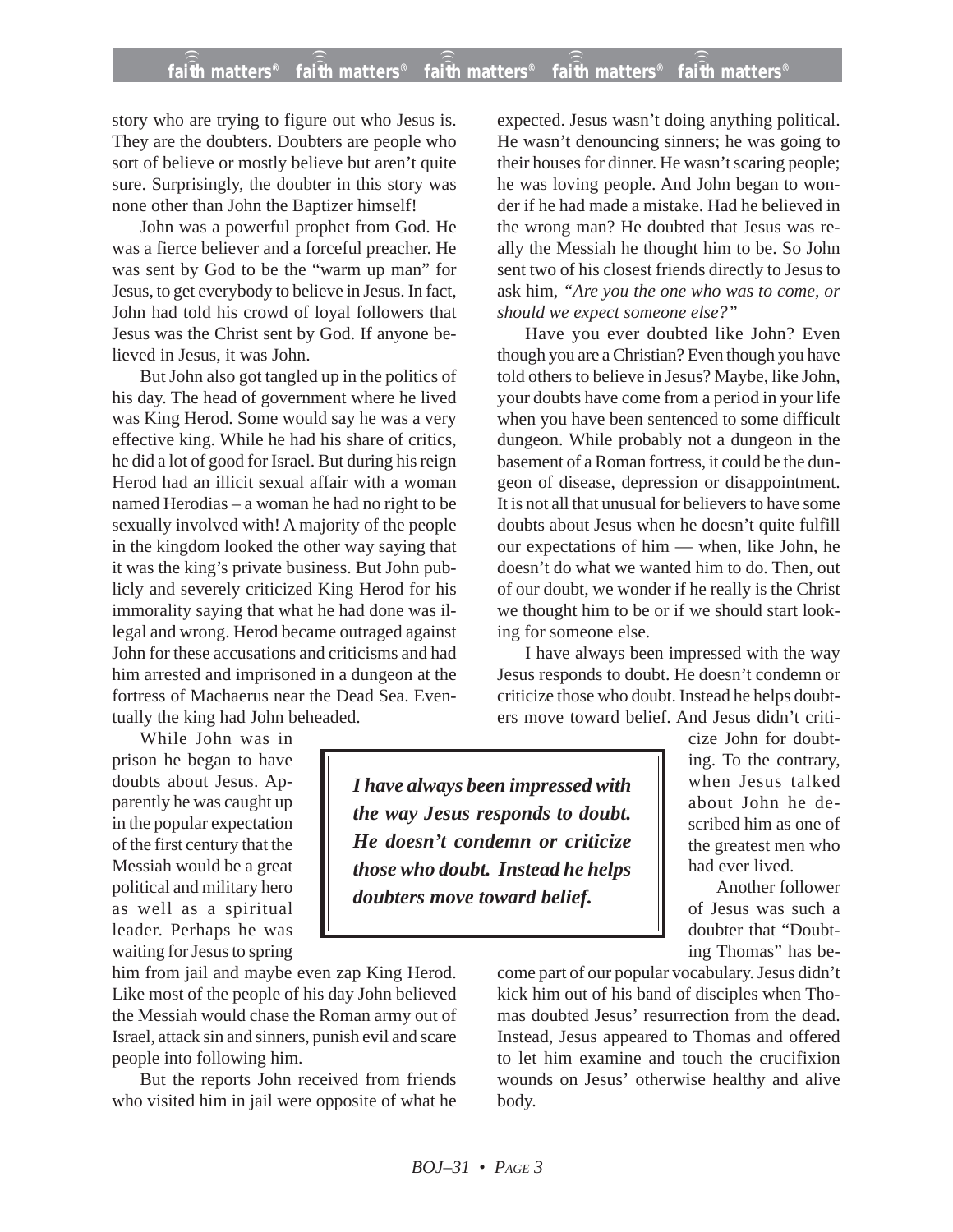story who are trying to figure out who Jesus is. They are the doubters. Doubters are people who sort of believe or mostly believe but aren't quite sure. Surprisingly, the doubter in this story was none other than John the Baptizer himself!

John was a powerful prophet from God. He was a fierce believer and a forceful preacher. He was sent by God to be the "warm up man" for Jesus, to get everybody to believe in Jesus. In fact, John had told his crowd of loyal followers that Jesus was the Christ sent by God. If anyone believed in Jesus, it was John.

But John also got tangled up in the politics of his day. The head of government where he lived was King Herod. Some would say he was a very effective king. While he had his share of critics, he did a lot of good for Israel. But during his reign Herod had an illicit sexual affair with a woman named Herodias – a woman he had no right to be sexually involved with! A majority of the people in the kingdom looked the other way saying that it was the king's private business. But John publicly and severely criticized King Herod for his immorality saying that what he had done was illegal and wrong. Herod became outraged against John for these accusations and criticisms and had him arrested and imprisoned in a dungeon at the fortress of Machaerus near the Dead Sea. Eventually the king had John beheaded.

While John was in prison he began to have doubts about Jesus. Apparently he was caught up in the popular expectation of the first century that the Messiah would be a great political and military hero as well as a spiritual leader. Perhaps he was waiting for Jesus to spring him from jail and maybe even zap King Herod. Like most of the people of his day John believed the Messiah would chase the Roman army out of Israel, attack sin and sinners, punish evil and scare people into following him.

But the reports John received from friends who visited him in jail were opposite of what he expected. Jesus wasn't doing anything political. He wasn't denouncing sinners; he was going to their houses for dinner. He wasn't scaring people; he was loving people. And John began to wonder if he had made a mistake. Had he believed in the wrong man? He doubted that Jesus was really the Messiah he thought him to be. So John sent two of his closest friends directly to Jesus to ask him, *"Are you the one who was to come, or should we expect someone else?"*

Have you ever doubted like John? Even though you are a Christian? Even though you have told others to believe in Jesus? Maybe, like John, your doubts have come from a period in your life when you have been sentenced to some difficult dungeon. While probably not a dungeon in the basement of a Roman fortress, it could be the dungeon of disease, depression or disappointment. It is not all that unusual for believers to have some doubts about Jesus when he doesn't quite fulfill our expectations of him — when, like John, he doesn't do what we wanted him to do. Then, out of our doubt, we wonder if he really is the Christ we thought him to be or if we should start looking for someone else.

I have always been impressed with the way Jesus responds to doubt. He doesn't condemn or criticize those who doubt. Instead he helps doubters move toward belief. And Jesus didn't criticize John for doubting. To the contrary, when Jesus talked about John he described him as one of the greatest men who had ever lived.

> ***I have always been impressed with the way Jesus responds to doubt. He doesn't condemn or criticize those who doubt. Instead he helps doubters move toward belief.***

Another follower of Jesus was such a doubter that "Doubting Thomas" has become part of our popular vocabulary. Jesus didn't kick him out of his band of disciples when Thomas doubted Jesus' resurrection from the dead. Instead, Jesus appeared to Thomas and offered to let him examine and touch the crucifixion wounds on Jesus' otherwise healthy and alive body.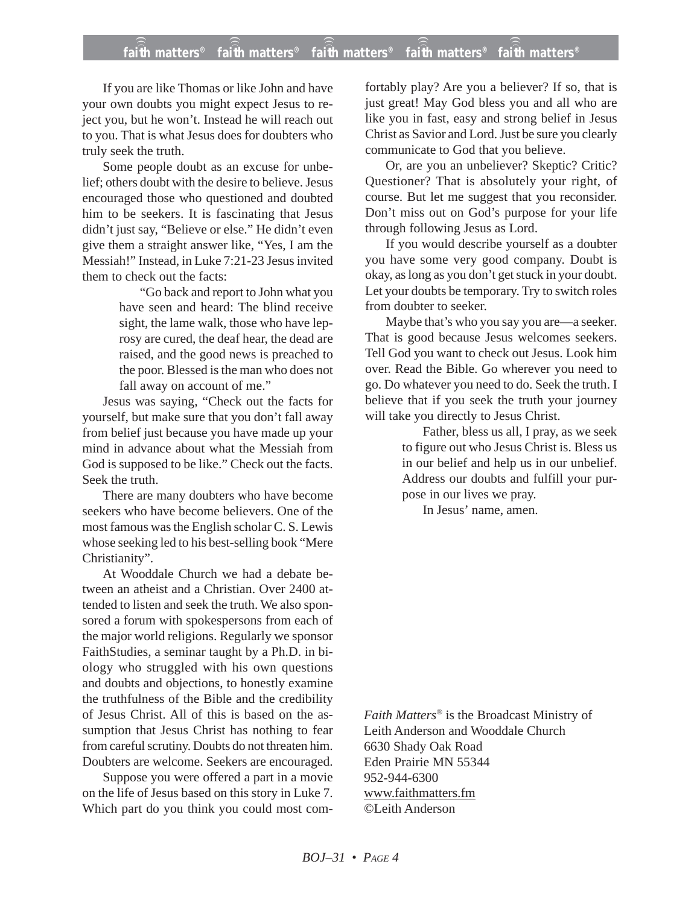If you are like Thomas or like John and have your own doubts you might expect Jesus to reject you, but he won't. Instead he will reach out to you. That is what Jesus does for doubters who truly seek the truth.

Some people doubt as an excuse for unbelief; others doubt with the desire to believe. Jesus encouraged those who questioned and doubted him to be seekers. It is fascinating that Jesus didn't just say, "Believe or else." He didn't even give them a straight answer like, "Yes, I am the Messiah!" Instead, in Luke 7:21-23 Jesus invited them to check out the facts:

> "Go back and report to John what you have seen and heard: The blind receive sight, the lame walk, those who have leprosy are cured, the deaf hear, the dead are raised, and the good news is preached to the poor. Blessed is the man who does not fall away on account of me."

Jesus was saying, "Check out the facts for yourself, but make sure that you don't fall away from belief just because you have made up your mind in advance about what the Messiah from God is supposed to be like." Check out the facts. Seek the truth.

There are many doubters who have become seekers who have become believers. One of the most famous was the English scholar C. S. Lewis whose seeking led to his best-selling book "Mere Christianity".

At Wooddale Church we had a debate between an atheist and a Christian. Over 2400 attended to listen and seek the truth. We also sponsored a forum with spokespersons from each of the major world religions. Regularly we sponsor FaithStudies, a seminar taught by a Ph.D. in biology who struggled with his own questions and doubts and objections, to honestly examine the truthfulness of the Bible and the credibility of Jesus Christ. All of this is based on the assumption that Jesus Christ has nothing to fear from careful scrutiny. Doubts do not threaten him. Doubters are welcome. Seekers are encouraged.

Suppose you were offered a part in a movie on the life of Jesus based on this story in Luke 7. Which part do you think you could most comfortably play? Are you a believer? If so, that is just great! May God bless you and all who are like you in fast, easy and strong belief in Jesus Christ as Savior and Lord. Just be sure you clearly communicate to God that you believe.

Or, are you an unbeliever? Skeptic? Critic? Questioner? That is absolutely your right, of course. But let me suggest that you reconsider. Don't miss out on God's purpose for your life through following Jesus as Lord.

If you would describe yourself as a doubter you have some very good company. Doubt is okay, as long as you don't get stuck in your doubt. Let your doubts be temporary. Try to switch roles from doubter to seeker.

Maybe that's who you say you are—a seeker. That is good because Jesus welcomes seekers. Tell God you want to check out Jesus. Look him over. Read the Bible. Go wherever you need to go. Do whatever you need to do. Seek the truth. I believe that if you seek the truth your journey will take you directly to Jesus Christ.

> Father, bless us all, I pray, as we seek to figure out who Jesus Christ is. Bless us in our belief and help us in our unbelief. Address our doubts and fulfill your purpose in our lives we pray.
>
> In Jesus' name, amen.

*Faith Matters*® is the Broadcast Ministry of
Leith Anderson and Wooddale Church
6630 Shady Oak Road
Eden Prairie MN 55344
952-944-6300
www.faithmatters.fm
©Leith Anderson